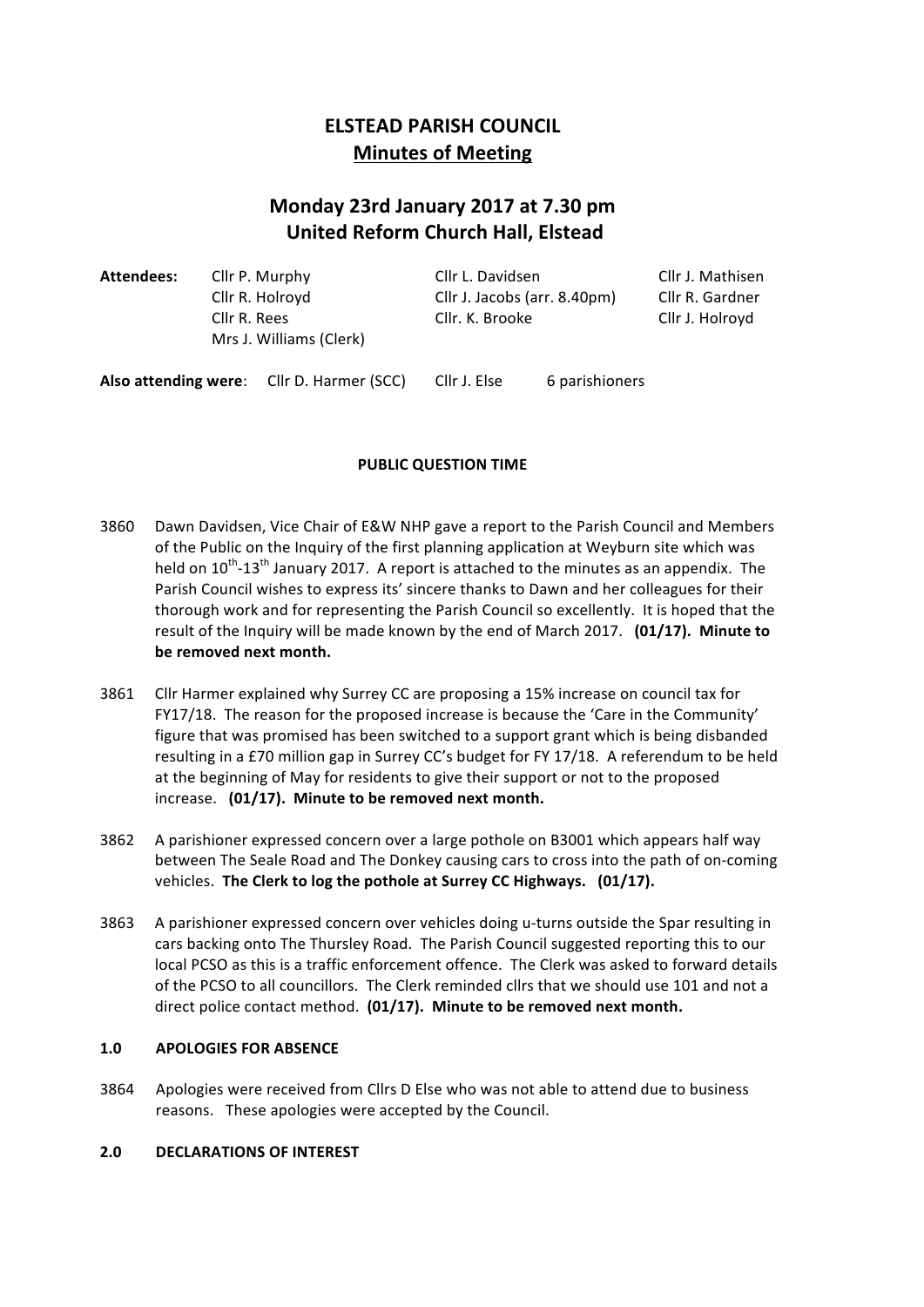# ELSTEAD PARISH COUNCIL

## Minutes of Meeting

## Monday 23rd January 2017 at 7.30 pm
## United Reform Church Hall, Elstead

| **Attendees:** | Cllr P. Murphy | Cllr L. Davidsen | Cllr J. Mathisen |
|---|---|---|---|
| | Cllr R. Holroyd | Cllr J. Jacobs (arr. 8.40pm) | Cllr R. Gardner |
| | Cllr R. Rees | Cllr. K. Brooke | Cllr J. Holroyd |
| | Mrs J. Williams (Clerk) | | |

**Also attending were**: Cllr D. Harmer (SCC) Cllr J. Else 6 parishioners

**PUBLIC QUESTION TIME**

3860 Dawn Davidsen, Vice Chair of E&W NHP gave a report to the Parish Council and Members of the Public on the Inquiry of the first planning application at Weyburn site which was held on 10th-13th January 2017. A report is attached to the minutes as an appendix. The Parish Council wishes to express its' sincere thanks to Dawn and her colleagues for their thorough work and for representing the Parish Council so excellently. It is hoped that the result of the Inquiry will be made known by the end of March 2017. **(01/17). Minute to be removed next month.**

3861 Cllr Harmer explained why Surrey CC are proposing a 15% increase on council tax for FY17/18. The reason for the proposed increase is because the 'Care in the Community' figure that was promised has been switched to a support grant which is being disbanded resulting in a £70 million gap in Surrey CC's budget for FY 17/18. A referendum to be held at the beginning of May for residents to give their support or not to the proposed increase. **(01/17). Minute to be removed next month.**

3862 A parishioner expressed concern over a large pothole on B3001 which appears half way between The Seale Road and The Donkey causing cars to cross into the path of on-coming vehicles. **The Clerk to log the pothole at Surrey CC Highways. (01/17).**

3863 A parishioner expressed concern over vehicles doing u-turns outside the Spar resulting in cars backing onto The Thursley Road. The Parish Council suggested reporting this to our local PCSO as this is a traffic enforcement offence. The Clerk was asked to forward details of the PCSO to all councillors. The Clerk reminded cllrs that we should use 101 and not a direct police contact method. **(01/17). Minute to be removed next month.**

**1.0 APOLOGIES FOR ABSENCE**

3864 Apologies were received from Cllrs D Else who was not able to attend due to business reasons. These apologies were accepted by the Council.

**2.0 DECLARATIONS OF INTEREST**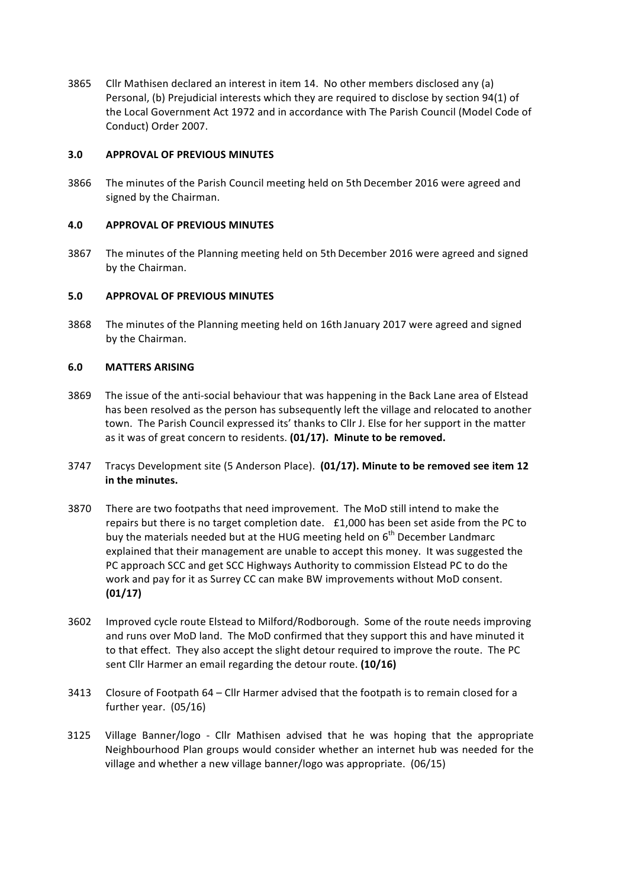3865 Cllr Mathisen declared an interest in item 14. No other members disclosed any (a) Personal, (b) Prejudicial interests which they are required to disclose by section 94(1) of the Local Government Act 1972 and in accordance with The Parish Council (Model Code of Conduct) Order 2007.

**3.0 APPROVAL OF PREVIOUS MINUTES**

3866 The minutes of the Parish Council meeting held on 5th December 2016 were agreed and signed by the Chairman.

**4.0 APPROVAL OF PREVIOUS MINUTES**

3867 The minutes of the Planning meeting held on 5th December 2016 were agreed and signed by the Chairman.

**5.0 APPROVAL OF PREVIOUS MINUTES**

3868 The minutes of the Planning meeting held on 16th January 2017 were agreed and signed by the Chairman.

**6.0 MATTERS ARISING**

3869 The issue of the anti-social behaviour that was happening in the Back Lane area of Elstead has been resolved as the person has subsequently left the village and relocated to another town. The Parish Council expressed its' thanks to Cllr J. Else for her support in the matter as it was of great concern to residents. **(01/17). Minute to be removed.**

3747 Tracys Development site (5 Anderson Place). **(01/17). Minute to be removed see item 12 in the minutes.**

3870 There are two footpaths that need improvement. The MoD still intend to make the repairs but there is no target completion date. £1,000 has been set aside from the PC to buy the materials needed but at the HUG meeting held on 6th December Landmarc explained that their management are unable to accept this money. It was suggested the PC approach SCC and get SCC Highways Authority to commission Elstead PC to do the work and pay for it as Surrey CC can make BW improvements without MoD consent. **(01/17)**

3602 Improved cycle route Elstead to Milford/Rodborough. Some of the route needs improving and runs over MoD land. The MoD confirmed that they support this and have minuted it to that effect. They also accept the slight detour required to improve the route. The PC sent Cllr Harmer an email regarding the detour route. **(10/16)**

3413 Closure of Footpath 64 – Cllr Harmer advised that the footpath is to remain closed for a further year. (05/16)

3125 Village Banner/logo - Cllr Mathisen advised that he was hoping that the appropriate Neighbourhood Plan groups would consider whether an internet hub was needed for the village and whether a new village banner/logo was appropriate. (06/15)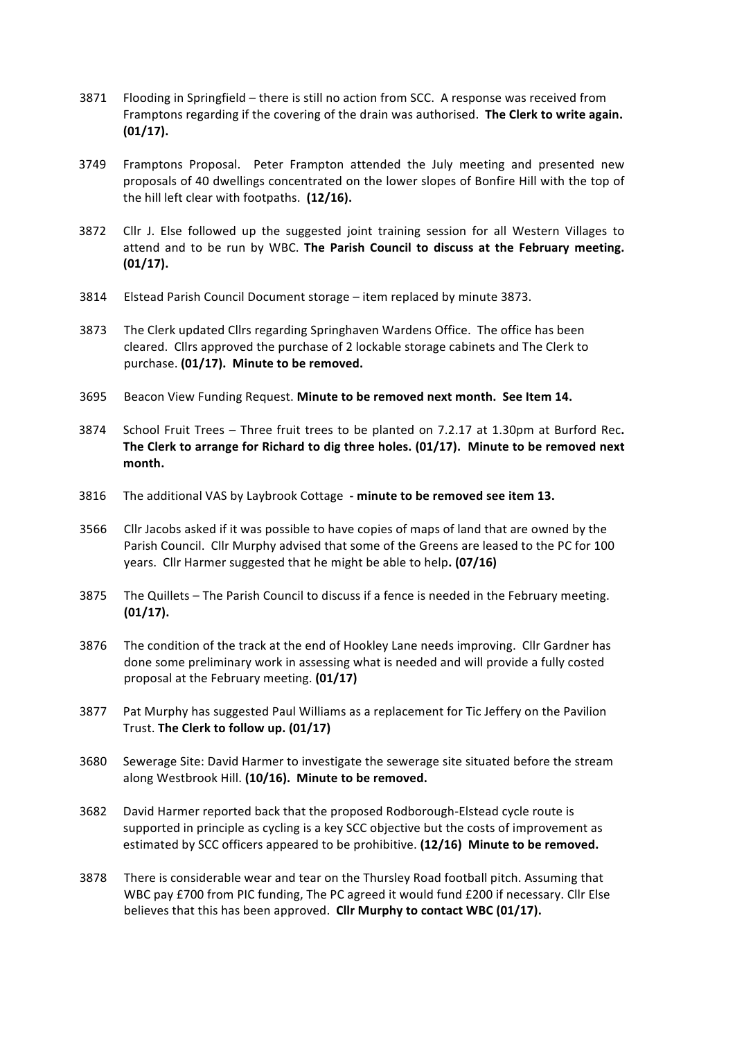3871 Flooding in Springfield – there is still no action from SCC. A response was received from Framptons regarding if the covering of the drain was authorised. **The Clerk to write again. (01/17).**

3749 Framptons Proposal. Peter Frampton attended the July meeting and presented new proposals of 40 dwellings concentrated on the lower slopes of Bonfire Hill with the top of the hill left clear with footpaths. **(12/16).**

3872 Cllr J. Else followed up the suggested joint training session for all Western Villages to attend and to be run by WBC. **The Parish Council to discuss at the February meeting. (01/17).**

3814 Elstead Parish Council Document storage – item replaced by minute 3873.

3873 The Clerk updated Cllrs regarding Springhaven Wardens Office. The office has been cleared. Cllrs approved the purchase of 2 lockable storage cabinets and The Clerk to purchase. **(01/17). Minute to be removed.**

3695 Beacon View Funding Request. **Minute to be removed next month. See Item 14.**

3874 School Fruit Trees – Three fruit trees to be planted on 7.2.17 at 1.30pm at Burford Rec**. The Clerk to arrange for Richard to dig three holes. (01/17). Minute to be removed next month.**

3816 The additional VAS by Laybrook Cottage **- minute to be removed see item 13.**

3566 Cllr Jacobs asked if it was possible to have copies of maps of land that are owned by the Parish Council. Cllr Murphy advised that some of the Greens are leased to the PC for 100 years. Cllr Harmer suggested that he might be able to help**. (07/16)**

3875 The Quillets – The Parish Council to discuss if a fence is needed in the February meeting. **(01/17).**

3876 The condition of the track at the end of Hookley Lane needs improving. Cllr Gardner has done some preliminary work in assessing what is needed and will provide a fully costed proposal at the February meeting. **(01/17)**

3877 Pat Murphy has suggested Paul Williams as a replacement for Tic Jeffery on the Pavilion Trust. **The Clerk to follow up. (01/17)**

3680 Sewerage Site: David Harmer to investigate the sewerage site situated before the stream along Westbrook Hill. **(10/16). Minute to be removed.**

3682 David Harmer reported back that the proposed Rodborough-Elstead cycle route is supported in principle as cycling is a key SCC objective but the costs of improvement as estimated by SCC officers appeared to be prohibitive. **(12/16) Minute to be removed.**

3878 There is considerable wear and tear on the Thursley Road football pitch. Assuming that WBC pay £700 from PIC funding, The PC agreed it would fund £200 if necessary. Cllr Else believes that this has been approved. **Cllr Murphy to contact WBC (01/17).**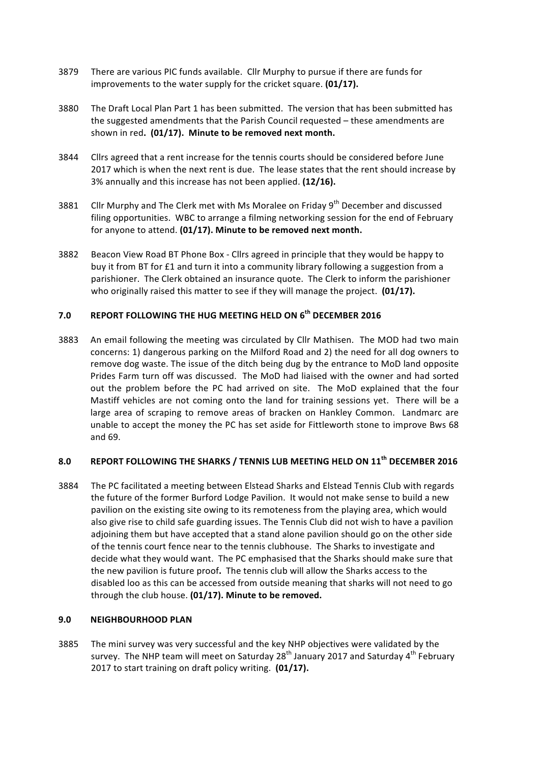3879 There are various PIC funds available. Cllr Murphy to pursue if there are funds for improvements to the water supply for the cricket square. **(01/17).**

3880 The Draft Local Plan Part 1 has been submitted. The version that has been submitted has the suggested amendments that the Parish Council requested – these amendments are shown in red**. (01/17). Minute to be removed next month.**

3844 Cllrs agreed that a rent increase for the tennis courts should be considered before June 2017 which is when the next rent is due. The lease states that the rent should increase by 3% annually and this increase has not been applied. **(12/16).**

3881 Cllr Murphy and The Clerk met with Ms Moralee on Friday 9th December and discussed filing opportunities. WBC to arrange a filming networking session for the end of February for anyone to attend. **(01/17). Minute to be removed next month.**

3882 Beacon View Road BT Phone Box - Cllrs agreed in principle that they would be happy to buy it from BT for £1 and turn it into a community library following a suggestion from a parishioner. The Clerk obtained an insurance quote. The Clerk to inform the parishioner who originally raised this matter to see if they will manage the project. **(01/17).**

## 7.0 REPORT FOLLOWING THE HUG MEETING HELD ON 6th DECEMBER 2016

3883 An email following the meeting was circulated by Cllr Mathisen. The MOD had two main concerns: 1) dangerous parking on the Milford Road and 2) the need for all dog owners to remove dog waste. The issue of the ditch being dug by the entrance to MoD land opposite Prides Farm turn off was discussed. The MoD had liaised with the owner and had sorted out the problem before the PC had arrived on site. The MoD explained that the four Mastiff vehicles are not coming onto the land for training sessions yet. There will be a large area of scraping to remove areas of bracken on Hankley Common. Landmarc are unable to accept the money the PC has set aside for Fittleworth stone to improve Bws 68 and 69.

## 8.0 REPORT FOLLOWING THE SHARKS / TENNIS LUB MEETING HELD ON 11th DECEMBER 2016

3884 The PC facilitated a meeting between Elstead Sharks and Elstead Tennis Club with regards the future of the former Burford Lodge Pavilion. It would not make sense to build a new pavilion on the existing site owing to its remoteness from the playing area, which would also give rise to child safe guarding issues. The Tennis Club did not wish to have a pavilion adjoining them but have accepted that a stand alone pavilion should go on the other side of the tennis court fence near to the tennis clubhouse. The Sharks to investigate and decide what they would want. The PC emphasised that the Sharks should make sure that the new pavilion is future proof**.** The tennis club will allow the Sharks access to the disabled loo as this can be accessed from outside meaning that sharks will not need to go through the club house. **(01/17). Minute to be removed.**

## 9.0 NEIGHBOURHOOD PLAN

3885 The mini survey was very successful and the key NHP objectives were validated by the survey. The NHP team will meet on Saturday 28th January 2017 and Saturday 4th February 2017 to start training on draft policy writing. **(01/17).**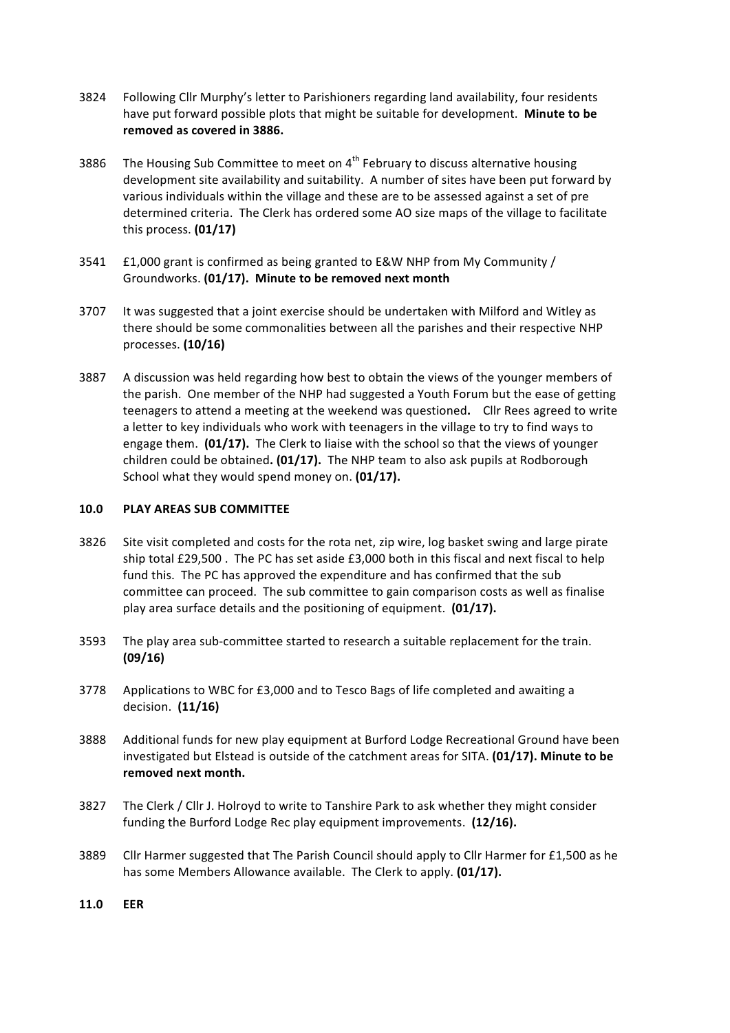3824 Following Cllr Murphy's letter to Parishioners regarding land availability, four residents have put forward possible plots that might be suitable for development. **Minute to be removed as covered in 3886.**

3886 The Housing Sub Committee to meet on 4th February to discuss alternative housing development site availability and suitability. A number of sites have been put forward by various individuals within the village and these are to be assessed against a set of pre determined criteria. The Clerk has ordered some AO size maps of the village to facilitate this process. **(01/17)**

3541 £1,000 grant is confirmed as being granted to E&W NHP from My Community / Groundworks. **(01/17). Minute to be removed next month**

3707 It was suggested that a joint exercise should be undertaken with Milford and Witley as there should be some commonalities between all the parishes and their respective NHP processes. **(10/16)**

3887 A discussion was held regarding how best to obtain the views of the younger members of the parish. One member of the NHP had suggested a Youth Forum but the ease of getting teenagers to attend a meeting at the weekend was questioned**.** Cllr Rees agreed to write a letter to key individuals who work with teenagers in the village to try to find ways to engage them. **(01/17).** The Clerk to liaise with the school so that the views of younger children could be obtained**. (01/17).** The NHP team to also ask pupils at Rodborough School what they would spend money on. **(01/17).**

## 10.0 PLAY AREAS SUB COMMITTEE

3826 Site visit completed and costs for the rota net, zip wire, log basket swing and large pirate ship total £29,500 . The PC has set aside £3,000 both in this fiscal and next fiscal to help fund this. The PC has approved the expenditure and has confirmed that the sub committee can proceed. The sub committee to gain comparison costs as well as finalise play area surface details and the positioning of equipment. **(01/17).**

3593 The play area sub-committee started to research a suitable replacement for the train. **(09/16)**

3778 Applications to WBC for £3,000 and to Tesco Bags of life completed and awaiting a decision. **(11/16)**

3888 Additional funds for new play equipment at Burford Lodge Recreational Ground have been investigated but Elstead is outside of the catchment areas for SITA. **(01/17). Minute to be removed next month.**

3827 The Clerk / Cllr J. Holroyd to write to Tanshire Park to ask whether they might consider funding the Burford Lodge Rec play equipment improvements. **(12/16).**

3889 Cllr Harmer suggested that The Parish Council should apply to Cllr Harmer for £1,500 as he has some Members Allowance available. The Clerk to apply. **(01/17).**

## 11.0 EER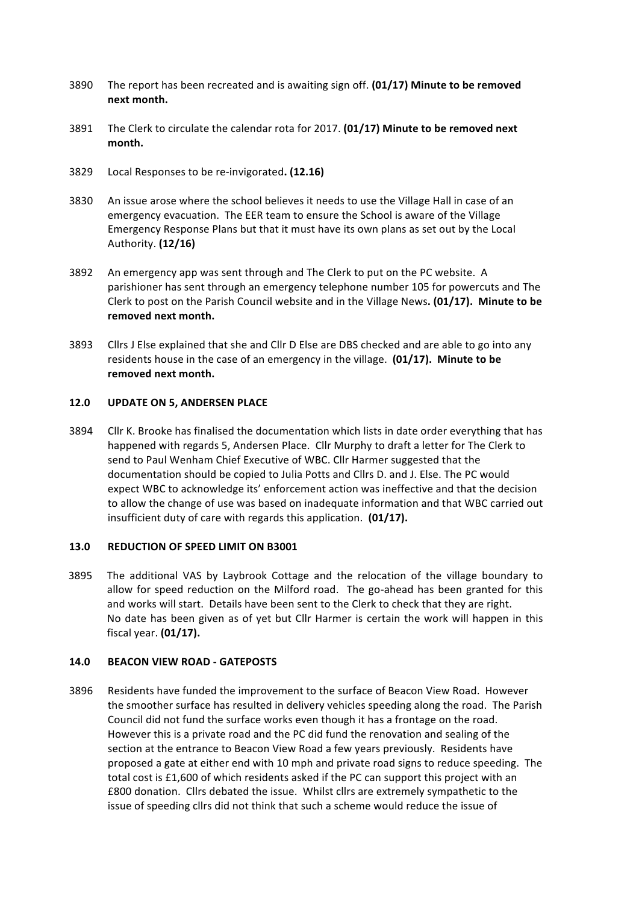3890 The report has been recreated and is awaiting sign off. **(01/17) Minute to be removed next month.**

3891 The Clerk to circulate the calendar rota for 2017. **(01/17) Minute to be removed next month.**

3829 Local Responses to be re-invigorated**. (12.16)**

3830 An issue arose where the school believes it needs to use the Village Hall in case of an emergency evacuation. The EER team to ensure the School is aware of the Village Emergency Response Plans but that it must have its own plans as set out by the Local Authority. **(12/16)**

3892 An emergency app was sent through and The Clerk to put on the PC website. A parishioner has sent through an emergency telephone number 105 for powercuts and The Clerk to post on the Parish Council website and in the Village News**. (01/17). Minute to be removed next month.**

3893 Cllrs J Else explained that she and Cllr D Else are DBS checked and are able to go into any residents house in the case of an emergency in the village. **(01/17). Minute to be removed next month.**

### 12.0 UPDATE ON 5, ANDERSEN PLACE

3894 Cllr K. Brooke has finalised the documentation which lists in date order everything that has happened with regards 5, Andersen Place. Cllr Murphy to draft a letter for The Clerk to send to Paul Wenham Chief Executive of WBC. Cllr Harmer suggested that the documentation should be copied to Julia Potts and Cllrs D. and J. Else. The PC would expect WBC to acknowledge its' enforcement action was ineffective and that the decision to allow the change of use was based on inadequate information and that WBC carried out insufficient duty of care with regards this application. **(01/17).**

### 13.0 REDUCTION OF SPEED LIMIT ON B3001

3895 The additional VAS by Laybrook Cottage and the relocation of the village boundary to allow for speed reduction on the Milford road. The go-ahead has been granted for this and works will start. Details have been sent to the Clerk to check that they are right. No date has been given as of yet but Cllr Harmer is certain the work will happen in this fiscal year. **(01/17).**

### 14.0 BEACON VIEW ROAD - GATEPOSTS

3896 Residents have funded the improvement to the surface of Beacon View Road. However the smoother surface has resulted in delivery vehicles speeding along the road. The Parish Council did not fund the surface works even though it has a frontage on the road. However this is a private road and the PC did fund the renovation and sealing of the section at the entrance to Beacon View Road a few years previously. Residents have proposed a gate at either end with 10 mph and private road signs to reduce speeding. The total cost is £1,600 of which residents asked if the PC can support this project with an £800 donation. Cllrs debated the issue. Whilst cllrs are extremely sympathetic to the issue of speeding cllrs did not think that such a scheme would reduce the issue of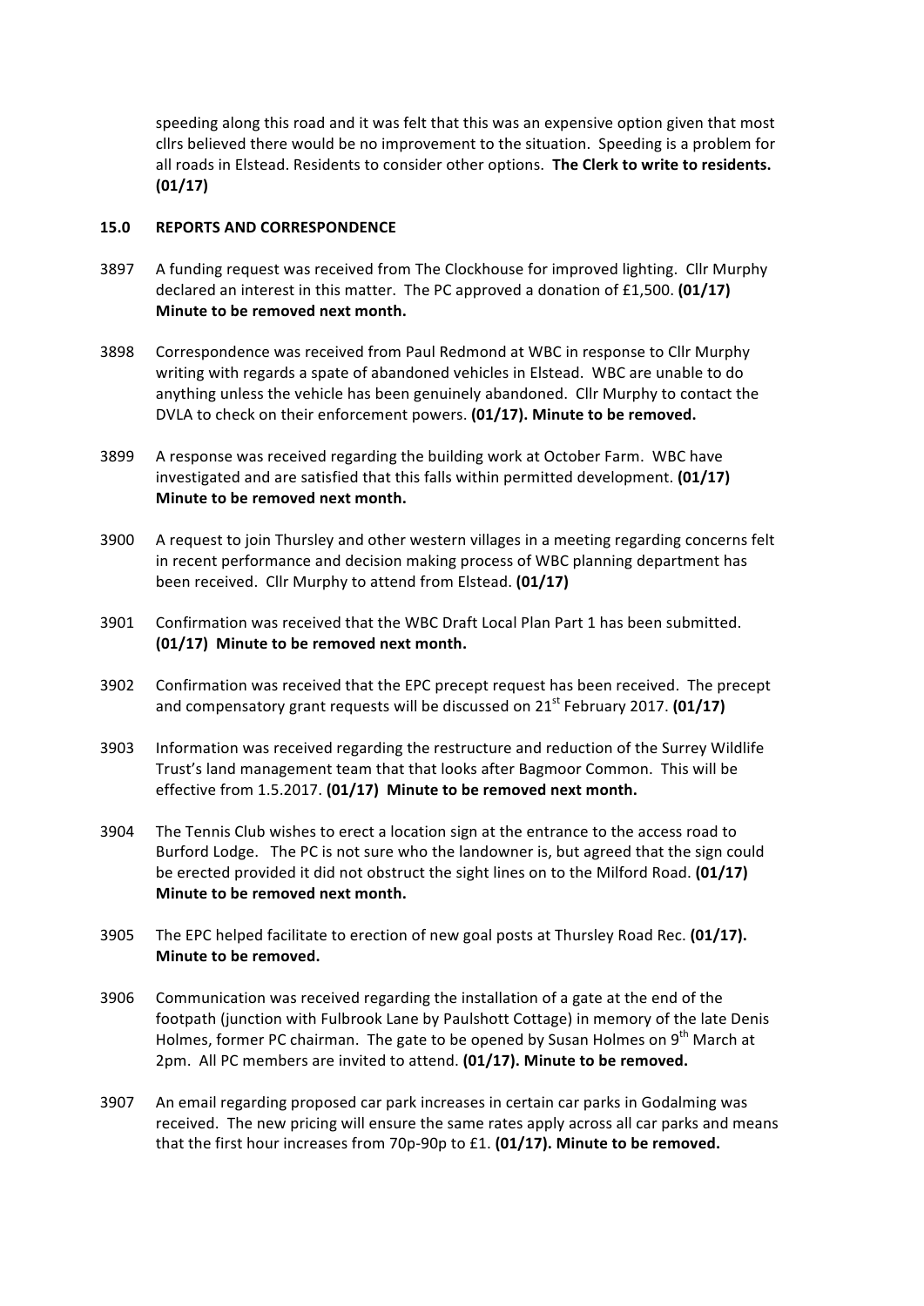speeding along this road and it was felt that this was an expensive option given that most cllrs believed there would be no improvement to the situation. Speeding is a problem for all roads in Elstead. Residents to consider other options. **The Clerk to write to residents. (01/17)**

## 15.0 REPORTS AND CORRESPONDENCE

3897 A funding request was received from The Clockhouse for improved lighting. Cllr Murphy declared an interest in this matter. The PC approved a donation of £1,500. **(01/17) Minute to be removed next month.**

3898 Correspondence was received from Paul Redmond at WBC in response to Cllr Murphy writing with regards a spate of abandoned vehicles in Elstead. WBC are unable to do anything unless the vehicle has been genuinely abandoned. Cllr Murphy to contact the DVLA to check on their enforcement powers. **(01/17). Minute to be removed.**

3899 A response was received regarding the building work at October Farm. WBC have investigated and are satisfied that this falls within permitted development. **(01/17) Minute to be removed next month.**

3900 A request to join Thursley and other western villages in a meeting regarding concerns felt in recent performance and decision making process of WBC planning department has been received. Cllr Murphy to attend from Elstead. **(01/17)**

3901 Confirmation was received that the WBC Draft Local Plan Part 1 has been submitted. **(01/17) Minute to be removed next month.**

3902 Confirmation was received that the EPC precept request has been received. The precept and compensatory grant requests will be discussed on 21st February 2017. **(01/17)**

3903 Information was received regarding the restructure and reduction of the Surrey Wildlife Trust's land management team that that looks after Bagmoor Common. This will be effective from 1.5.2017. **(01/17) Minute to be removed next month.**

3904 The Tennis Club wishes to erect a location sign at the entrance to the access road to Burford Lodge. The PC is not sure who the landowner is, but agreed that the sign could be erected provided it did not obstruct the sight lines on to the Milford Road. **(01/17) Minute to be removed next month.**

3905 The EPC helped facilitate to erection of new goal posts at Thursley Road Rec. **(01/17). Minute to be removed.**

3906 Communication was received regarding the installation of a gate at the end of the footpath (junction with Fulbrook Lane by Paulshott Cottage) in memory of the late Denis Holmes, former PC chairman. The gate to be opened by Susan Holmes on 9th March at 2pm. All PC members are invited to attend. **(01/17). Minute to be removed.**

3907 An email regarding proposed car park increases in certain car parks in Godalming was received. The new pricing will ensure the same rates apply across all car parks and means that the first hour increases from 70p-90p to £1. **(01/17). Minute to be removed.**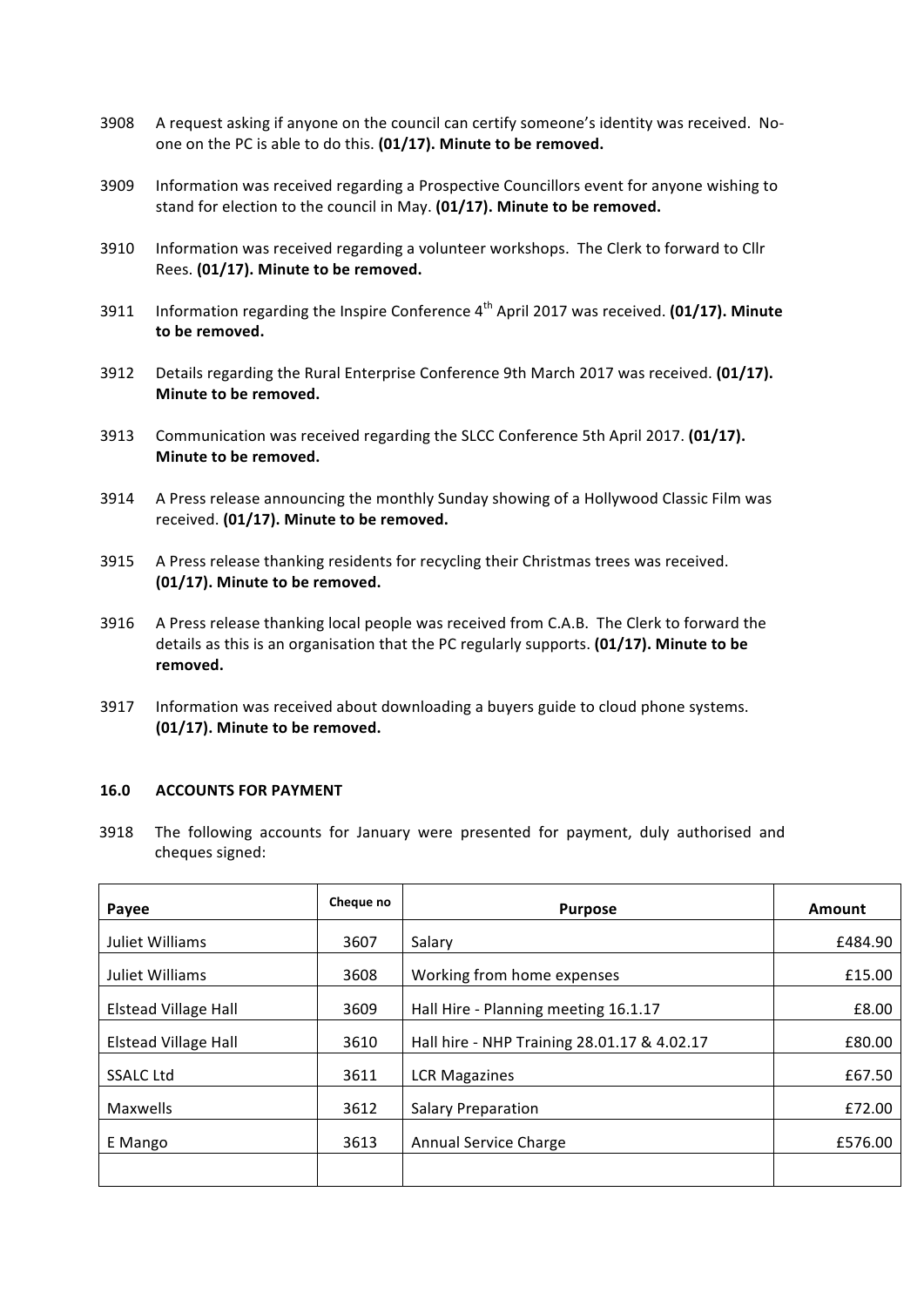3908 A request asking if anyone on the council can certify someone's identity was received. No-one on the PC is able to do this. **(01/17). Minute to be removed.**

3909 Information was received regarding a Prospective Councillors event for anyone wishing to stand for election to the council in May. **(01/17). Minute to be removed.**

3910 Information was received regarding a volunteer workshops. The Clerk to forward to Cllr Rees. **(01/17). Minute to be removed.**

3911 Information regarding the Inspire Conference 4th April 2017 was received. **(01/17). Minute to be removed.**

3912 Details regarding the Rural Enterprise Conference 9th March 2017 was received. **(01/17). Minute to be removed.**

3913 Communication was received regarding the SLCC Conference 5th April 2017. **(01/17). Minute to be removed.**

3914 A Press release announcing the monthly Sunday showing of a Hollywood Classic Film was received. **(01/17). Minute to be removed.**

3915 A Press release thanking residents for recycling their Christmas trees was received. **(01/17). Minute to be removed.**

3916 A Press release thanking local people was received from C.A.B. The Clerk to forward the details as this is an organisation that the PC regularly supports. **(01/17). Minute to be removed.**

3917 Information was received about downloading a buyers guide to cloud phone systems. **(01/17). Minute to be removed.**

### 16.0 ACCOUNTS FOR PAYMENT

3918 The following accounts for January were presented for payment, duly authorised and cheques signed:

| Payee | Cheque no | Purpose | Amount |
|---|---|---|---|
| Juliet Williams | 3607 | Salary | £484.90 |
| Juliet Williams | 3608 | Working from home expenses | £15.00 |
| Elstead Village Hall | 3609 | Hall Hire - Planning meeting 16.1.17 | £8.00 |
| Elstead Village Hall | 3610 | Hall hire - NHP Training 28.01.17 & 4.02.17 | £80.00 |
| SSALC Ltd | 3611 | LCR Magazines | £67.50 |
| Maxwells | 3612 | Salary Preparation | £72.00 |
| E Mango | 3613 | Annual Service Charge | £576.00 |
| | | | |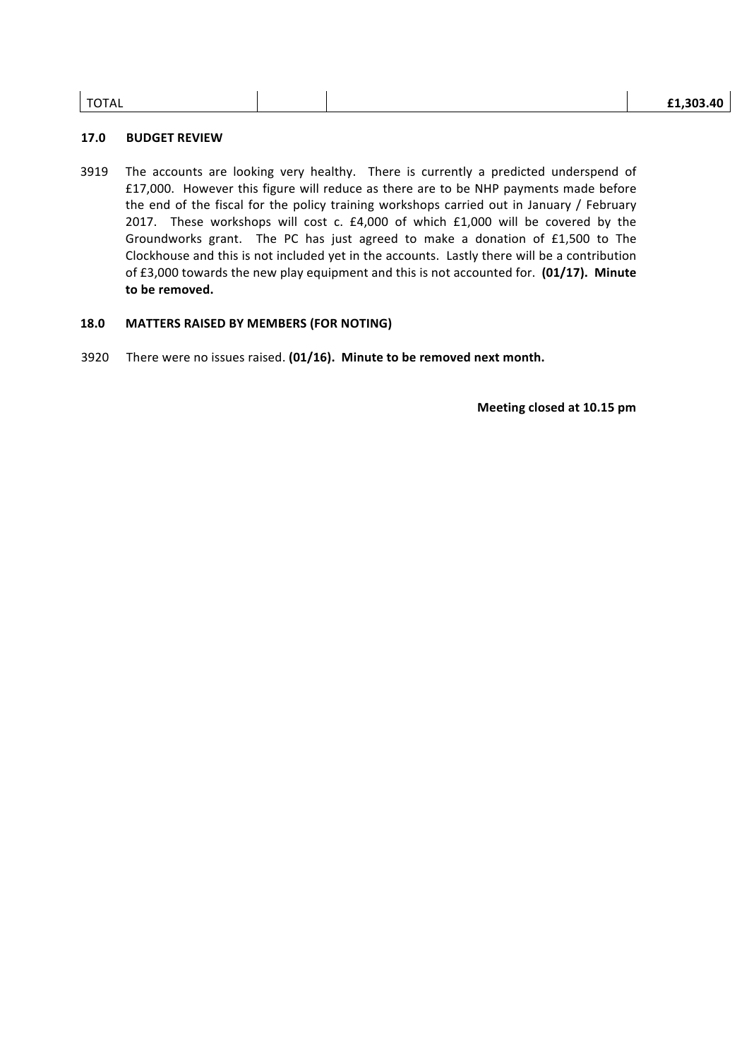| | | | |
|---|---|---|---|
| TOTAL | | | **£1,303.40** |

**17.0 BUDGET REVIEW**

3919 The accounts are looking very healthy. There is currently a predicted underspend of £17,000. However this figure will reduce as there are to be NHP payments made before the end of the fiscal for the policy training workshops carried out in January / February 2017. These workshops will cost c. £4,000 of which £1,000 will be covered by the Groundworks grant. The PC has just agreed to make a donation of £1,500 to The Clockhouse and this is not included yet in the accounts. Lastly there will be a contribution of £3,000 towards the new play equipment and this is not accounted for. **(01/17). Minute to be removed.**

**18.0 MATTERS RAISED BY MEMBERS (FOR NOTING)**

3920 There were no issues raised. **(01/16). Minute to be removed next month.**

**Meeting closed at 10.15 pm**